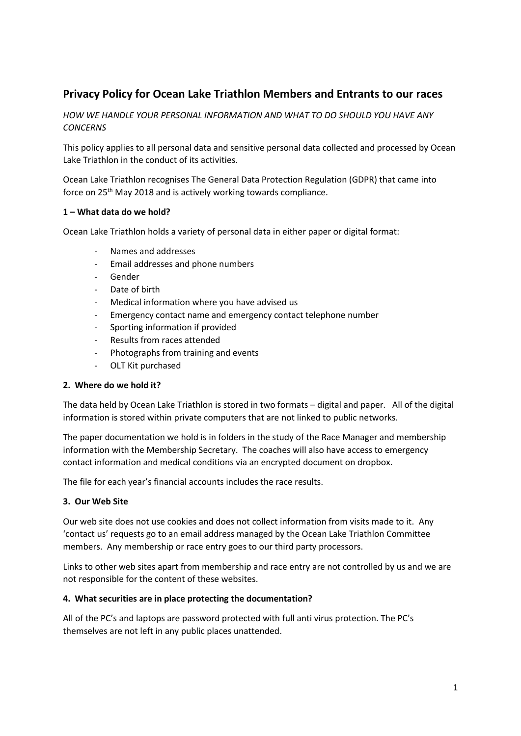# Privacy Policy for Ocean Lake Triathlon Members and Entrants to our races

*HOW WE HANDLE YOUR PERSONAL INFORMATION AND WHAT TO DO SHOULD YOU HAVE ANY CONCERNS*

This policy applies to all personal data and sensitive personal data collected and processed by Ocean Lake Triathlon in the conduct of its activities.

Ocean Lake Triathlon recognises The General Data Protection Regulation (GDPR) that came into force on 25th May 2018 and is actively working towards compliance.

### 1 – What data do we hold?

Ocean Lake Triathlon holds a variety of personal data in either paper or digital format:

- Names and addresses
- Email addresses and phone numbers
- Gender
- Date of birth
- Medical information where you have advised us
- Emergency contact name and emergency contact telephone number
- Sporting information if provided
- Results from races attended
- Photographs from training and events
- OLT Kit purchased

### 2. Where do we hold it?

The data held by Ocean Lake Triathlon is stored in two formats – digital and paper. All of the digital information is stored within private computers that are not linked to public networks.

The paper documentation we hold is in folders in the study of the Race Manager and membership information with the Membership Secretary. The coaches will also have access to emergency contact information and medical conditions via an encrypted document on dropbox.

The file for each year's financial accounts includes the race results.

### 3. Our Web Site

Our web site does not use cookies and does not collect information from visits made to it. Any 'contact us' requests go to an email address managed by the Ocean Lake Triathlon Committee members. Any membership or race entry goes to our third party processors.

Links to other web sites apart from membership and race entry are not controlled by us and we are not responsible for the content of these websites.

### 4. What securities are in place protecting the documentation?

All of the PC's and laptops are password protected with full anti virus protection. The PC's themselves are not left in any public places unattended.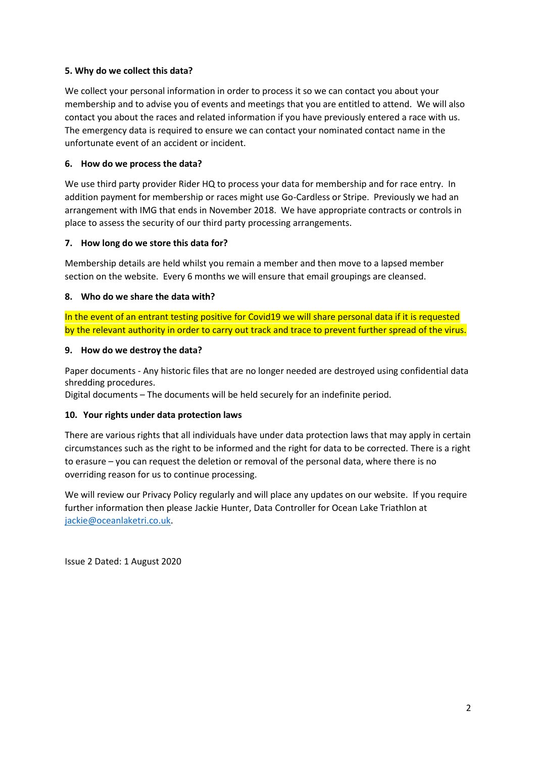**5. Why do we collect this data?**

We collect your personal information in order to process it so we can contact you about your membership and to advise you of events and meetings that you are entitled to attend. We will also contact you about the races and related information if you have previously entered a race with us. The emergency data is required to ensure we can contact your nominated contact name in the unfortunate event of an accident or incident.

**6. How do we process the data?**

We use third party provider Rider HQ to process your data for membership and for race entry. In addition payment for membership or races might use Go-Cardless or Stripe. Previously we had an arrangement with IMG that ends in November 2018. We have appropriate contracts or controls in place to assess the security of our third party processing arrangements.

**7. How long do we store this data for?**

Membership details are held whilst you remain a member and then move to a lapsed member section on the website. Every 6 months we will ensure that email groupings are cleansed.

**8. Who do we share the data with?**

In the event of an entrant testing positive for Covid19 we will share personal data if it is requested by the relevant authority in order to carry out track and trace to prevent further spread of the virus.

**9. How do we destroy the data?**

Paper documents - Any historic files that are no longer needed are destroyed using confidential data shredding procedures.
Digital documents – The documents will be held securely for an indefinite period.

**10. Your rights under data protection laws**

There are various rights that all individuals have under data protection laws that may apply in certain circumstances such as the right to be informed and the right for data to be corrected. There is a right to erasure – you can request the deletion or removal of the personal data, where there is no overriding reason for us to continue processing.

We will review our Privacy Policy regularly and will place any updates on our website. If you require further information then please Jackie Hunter, Data Controller for Ocean Lake Triathlon at jackie@oceanlaketri.co.uk.

Issue 2 Dated: 1 August 2020